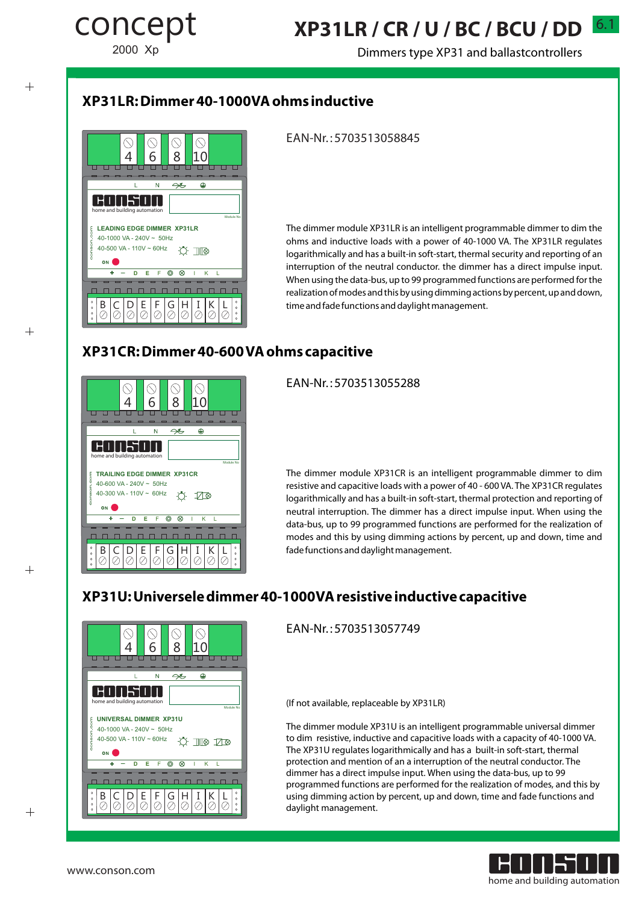concept
2000 Xp

# XP31LR / CR / U / BC / BCU / DD

6.1

Dimmers type XP31 and ballastcontrollers

## XP31LR: Dimmer 40-1000VA ohms inductive

EAN-Nr.: 5703513058845

The dimmer module XP31LR is an intelligent programmable dimmer to dim the ohms and inductive loads with a power of 40-1000 VA. The XP31LR regulates logarithmically and has a built-in soft-start, thermal security and reporting of an interruption of the neutral conductor. the dimmer has a direct impulse input. When using the data-bus, up to 99 programmed functions are performed for the realization of modes and this by using dimming actions by percent, up and down, time and fade functions and daylight management.

## XP31CR: Dimmer 40-600 VA ohms capacitive

EAN-Nr.: 5703513055288

The dimmer module XP31CR is an intelligent programmable dimmer to dim resistive and capacitive loads with a power of 40 - 600 VA. The XP31CR regulates logarithmically and has a built-in soft-start, thermal protection and reporting of neutral interruption. The dimmer has a direct impulse input. When using the data-bus, up to 99 programmed functions are performed for the realization of modes and this by using dimming actions by percent, up and down, time and fade functions and daylight management.

## XP31U: Universele dimmer 40-1000VA resistive inductive capacitive

EAN-Nr.: 5703513057749

(If not available, replaceable by XP31LR)

The dimmer module XP31U is an intelligent programmable universal dimmer to dim resistive, inductive and capacitive loads with a capacity of 40-1000 VA. The XP31U regulates logarithmically and has a built-in soft-start, thermal protection and mention of an interruption of the neutral conductor. The dimmer has a direct impulse input. When using the data-bus, up to 99 programmed functions are performed for the realization of modes, and this by using dimming action by percent, up and down, time and fade functions and daylight management.

www.conson.com

CONSON home and building automation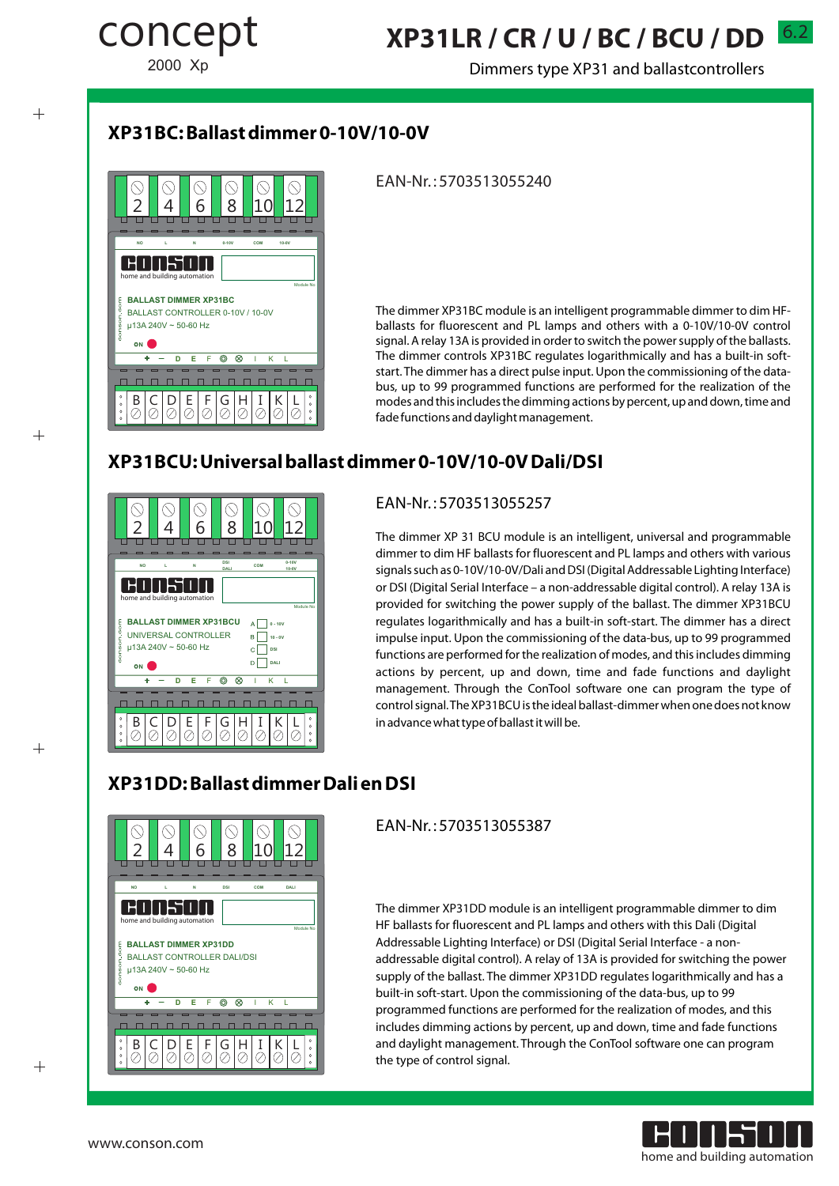## XP31BC: Ballast dimmer 0-10V/10-0V

EAN-Nr.: 5703513055240

The dimmer XP31BC module is an intelligent programmable dimmer to dim HF-ballasts for fluorescent and PL lamps and others with a 0-10V/10-0V control signal. A relay 13A is provided in order to switch the power supply of the ballasts. The dimmer controls XP31BC regulates logarithmically and has a built-in soft-start. The dimmer has a direct pulse input. Upon the commissioning of the data-bus, up to 99 programmed functions are performed for the realization of the modes and this includes the dimming actions by percent, up and down, time and fade functions and daylight management.

## XP31BCU: Universal ballast dimmer 0-10V/10-0V Dali/DSI

EAN-Nr.: 5703513055257

The dimmer XP 31 BCU module is an intelligent, universal and programmable dimmer to dim HF ballasts for fluorescent and PL lamps and others with various signals such as 0-10V/10-0V/Dali and DSI (Digital Addressable Lighting Interface) or DSI (Digital Serial Interface – a non-addressable digital control). A relay 13A is provided for switching the power supply of the ballast. The dimmer XP31BCU regulates logarithmically and has a built-in soft-start. The dimmer has a direct impulse input. Upon the commissioning of the data-bus, up to 99 programmed functions are performed for the realization of modes, and this includes dimming actions by percent, up and down, time and fade functions and daylight management. Through the ConTool software one can program the type of control signal. The XP31BCU is the ideal ballast-dimmer when one does not know in advance what type of ballast it will be.

## XP31DD: Ballast dimmer Dali en DSI

EAN-Nr.: 5703513055387

The dimmer XP31DD module is an intelligent programmable dimmer to dim HF ballasts for fluorescent and PL lamps and others with this Dali (Digital Addressable Lighting Interface) or DSI (Digital Serial Interface - a non-addressable digital control). A relay of 13A is provided for switching the power supply of the ballast. The dimmer XP31DD regulates logarithmically and has a built-in soft-start. Upon the commissioning of the data-bus, up to 99 programmed functions are performed for the realization of modes, and this includes dimming actions by percent, up and down, time and fade functions and daylight management. Through the ConTool software one can program the type of control signal.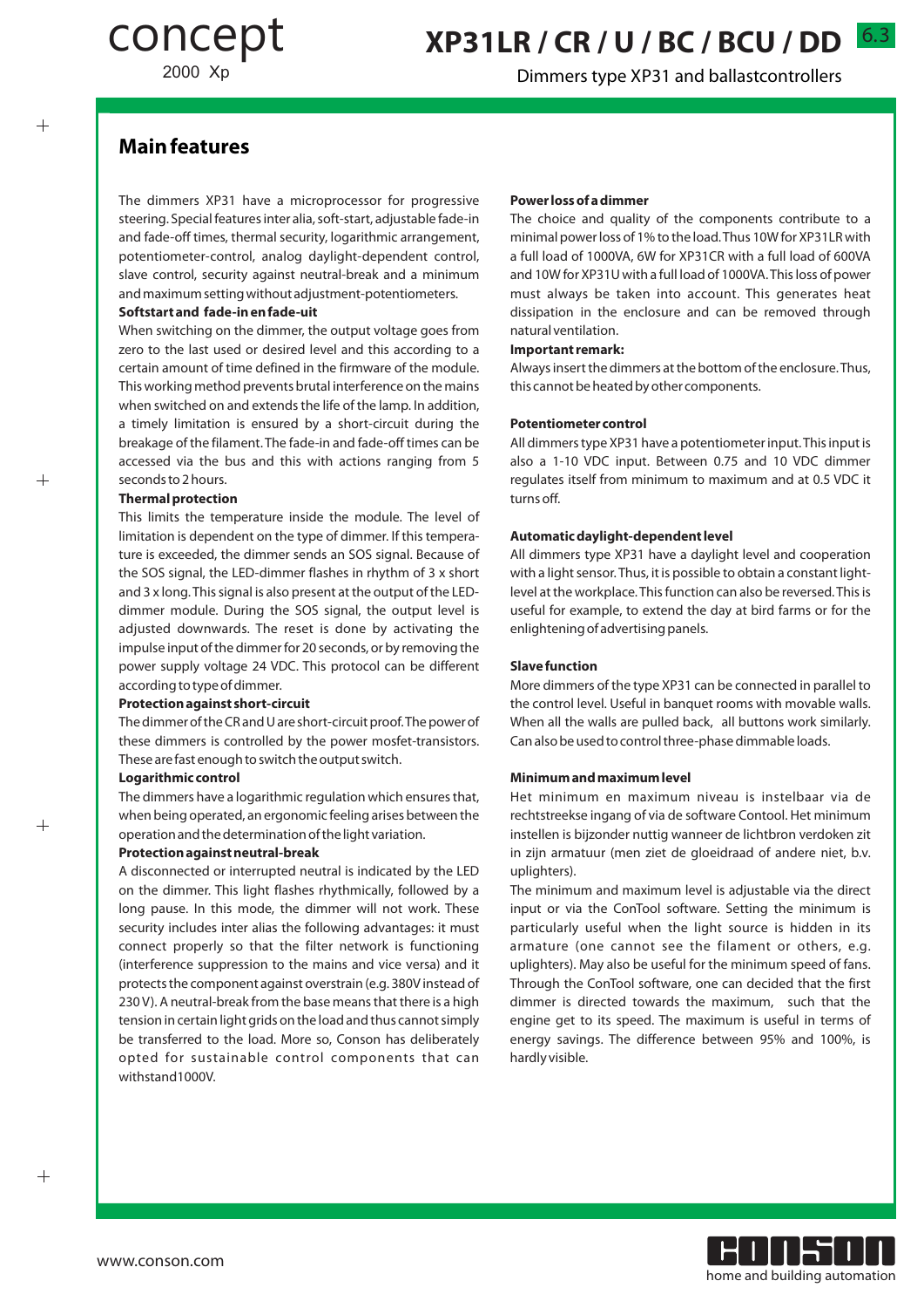# Main features

The dimmers XP31 have a microprocessor for progressive steering. Special features inter alia, soft-start, adjustable fade-in and fade-off times, thermal security, logarithmic arrangement, potentiometer-control, analog daylight-dependent control, slave control, security against neutral-break and a minimum and maximum setting without adjustment-potentiometers.

**Softstart and fade-in en fade-uit**

When switching on the dimmer, the output voltage goes from zero to the last used or desired level and this according to a certain amount of time defined in the firmware of the module. This working method prevents brutal interference on the mains when switched on and extends the life of the lamp. In addition, a timely limitation is ensured by a short-circuit during the breakage of the filament. The fade-in and fade-off times can be accessed via the bus and this with actions ranging from 5 seconds to 2 hours.

**Thermal protection**

This limits the temperature inside the module. The level of limitation is dependent on the type of dimmer. If this temperature is exceeded, the dimmer sends an SOS signal. Because of the SOS signal, the LED-dimmer flashes in rhythm of 3 x short and 3 x long. This signal is also present at the output of the LED-dimmer module. During the SOS signal, the output level is adjusted downwards. The reset is done by activating the impulse input of the dimmer for 20 seconds, or by removing the power supply voltage 24 VDC. This protocol can be different according to type of dimmer.

**Protection against short-circuit**

The dimmer of the CR and U are short-circuit proof. The power of these dimmers is controlled by the power mosfet-transistors. These are fast enough to switch the output switch.

**Logarithmic control**

The dimmers have a logarithmic regulation which ensures that, when being operated, an ergonomic feeling arises between the operation and the determination of the light variation.

**Protection against neutral-break**

A disconnected or interrupted neutral is indicated by the LED on the dimmer. This light flashes rhythmically, followed by a long pause. In this mode, the dimmer will not work. These security includes inter alias the following advantages: it must connect properly so that the filter network is functioning (interference suppression to the mains and vice versa) and it protects the component against overstrain (e.g. 380V instead of 230 V). A neutral-break from the base means that there is a high tension in certain light grids on the load and thus cannot simply be transferred to the load. More so, Conson has deliberately opted for sustainable control components that can withstand1000V.

**Power loss of a dimmer**

The choice and quality of the components contribute to a minimal power loss of 1% to the load. Thus 10W for XP31LR with a full load of 1000VA, 6W for XP31CR with a full load of 600VA and 10W for XP31U with a full load of 1000VA. This loss of power must always be taken into account. This generates heat dissipation in the enclosure and can be removed through natural ventilation.

**Important remark:**

Always insert the dimmers at the bottom of the enclosure. Thus, this cannot be heated by other components.

**Potentiometer control**

All dimmers type XP31 have a potentiometer input. This input is also a 1-10 VDC input. Between 0.75 and 10 VDC dimmer regulates itself from minimum to maximum and at 0.5 VDC it turns off.

**Automatic daylight-dependent level**

All dimmers type XP31 have a daylight level and cooperation with a light sensor. Thus, it is possible to obtain a constant light-level at the workplace. This function can also be reversed. This is useful for example, to extend the day at bird farms or for the enlightening of advertising panels.

**Slave function**

More dimmers of the type XP31 can be connected in parallel to the control level. Useful in banquet rooms with movable walls. When all the walls are pulled back, all buttons work similarly. Can also be used to control three-phase dimmable loads.

**Minimum and maximum level**

Het minimum en maximum niveau is instelbaar via de rechtstreekse ingang of via de software Contool. Het minimum instellen is bijzonder nuttig wanneer de lichtbron verdoken zit in zijn armatuur (men ziet de gloeidraad of andere niet, b.v. uplighters).

The minimum and maximum level is adjustable via the direct input or via the ConTool software. Setting the minimum is particularly useful when the light source is hidden in its armature (one cannot see the filament or others, e.g. uplighters). May also be useful for the minimum speed of fans. Through the ConTool software, one can decided that the first dimmer is directed towards the maximum, such that the engine get to its speed. The maximum is useful in terms of energy savings. The difference between 95% and 100%, is hardly visible.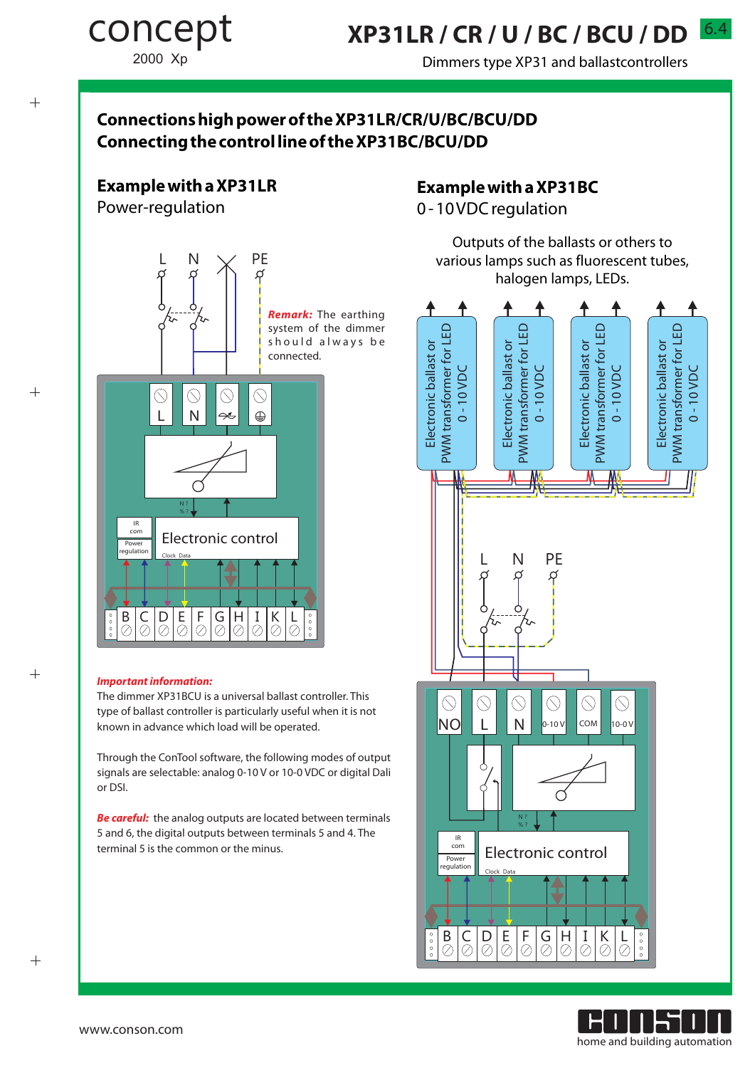# Connections high power of the XP31LR/CR/U/BC/BCU/DD
# Connecting the control line of the XP31BC/BCU/DD

## Example with a XP31LR

Power-regulation

L N PE

***Remark:*** The earthing system of the dimmer should always be connected.

L N PE

Electronic control

IR com

Power regulation

Clock Data

B C D E F G H I K L

## Example with a XP31BC

0 - 10 VDC regulation

Outputs of the ballasts or others to various lamps such as fluorescent tubes, halogen lamps, LEDs.

Electronic ballast or PWM transformer for LED 0 - 10 VDC

Electronic ballast or PWM transformer for LED 0 - 10 VDC

Electronic ballast or PWM transformer for LED 0 - 10 VDC

Electronic ballast or PWM transformer for LED 0 - 10 VDC

L N PE

NO L N 0-10 V COM 10-0 V

Electronic control

IR com

Power regulation

Clock Data

B C D E F G H I K L

***Important information:***

The dimmer XP31BCU is a universal ballast controller. This type of ballast controller is particularly useful when it is not known in advance which load will be operated.

Through the ConTool software, the following modes of output signals are selectable: analog 0-10 V or 10-0 VDC or digital Dali or DSI.

***Be careful:*** the analog outputs are located between terminals 5 and 6, the digital outputs between terminals 5 and 4. The terminal 5 is the common or the minus.

www.conson.com

home and building automation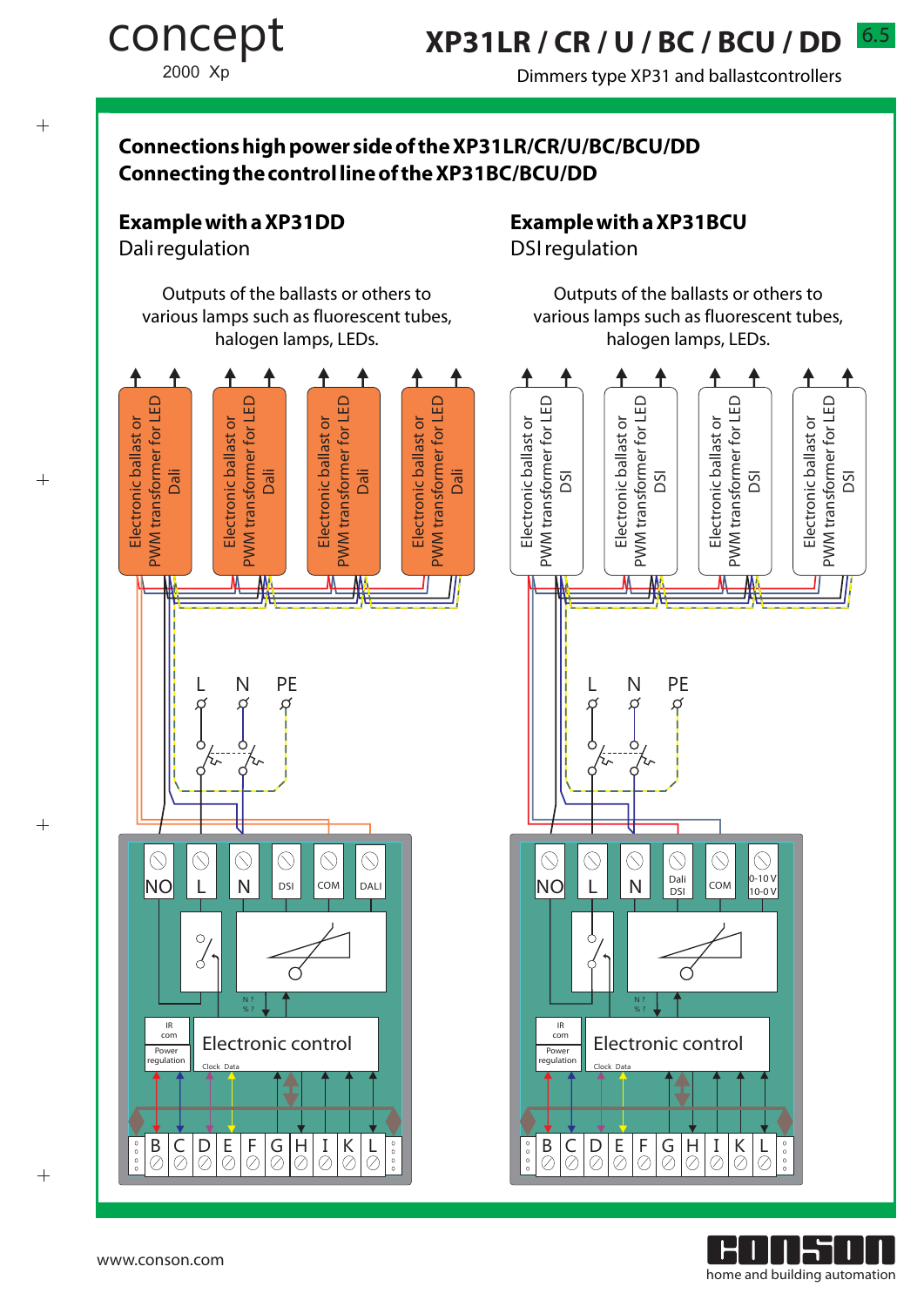# XP31LR / CR / U / BC / BCU / DD

Dimmers type XP31 and ballastcontrollers

## Connections high power side of the XP31LR/CR/U/BC/BCU/DD
## Connecting the control line of the XP31BC/BCU/DD

### Example with a XP31DD

Dali regulation

Outputs of the ballasts or others to various lamps such as fluorescent tubes, halogen lamps, LEDs.

Electronic ballast or PWM transformer for LED Dali

Electronic ballast or PWM transformer for LED Dali

Electronic ballast or PWM transformer for LED Dali

Electronic ballast or PWM transformer for LED Dali

L N PE

NO L N DSI COM DALI

N ? % ?

IR com

Power regulation

Electronic control

Clock Data

B C D E F G H I K L

### Example with a XP31BCU

DSI regulation

Outputs of the ballasts or others to various lamps such as fluorescent tubes, halogen lamps, LEDs.

Electronic ballast or PWM transformer for LED DSI

Electronic ballast or PWM transformer for LED DSI

Electronic ballast or PWM transformer for LED DSI

Electronic ballast or PWM transformer for LED DSI

L N PE

NO L N Dali DSI COM 0-10 V 10-0 V

N ? % ?

IR com

Power regulation

Electronic control

Clock Data

B C D E F G H I K L

www.conson.com

CONSON home and building automation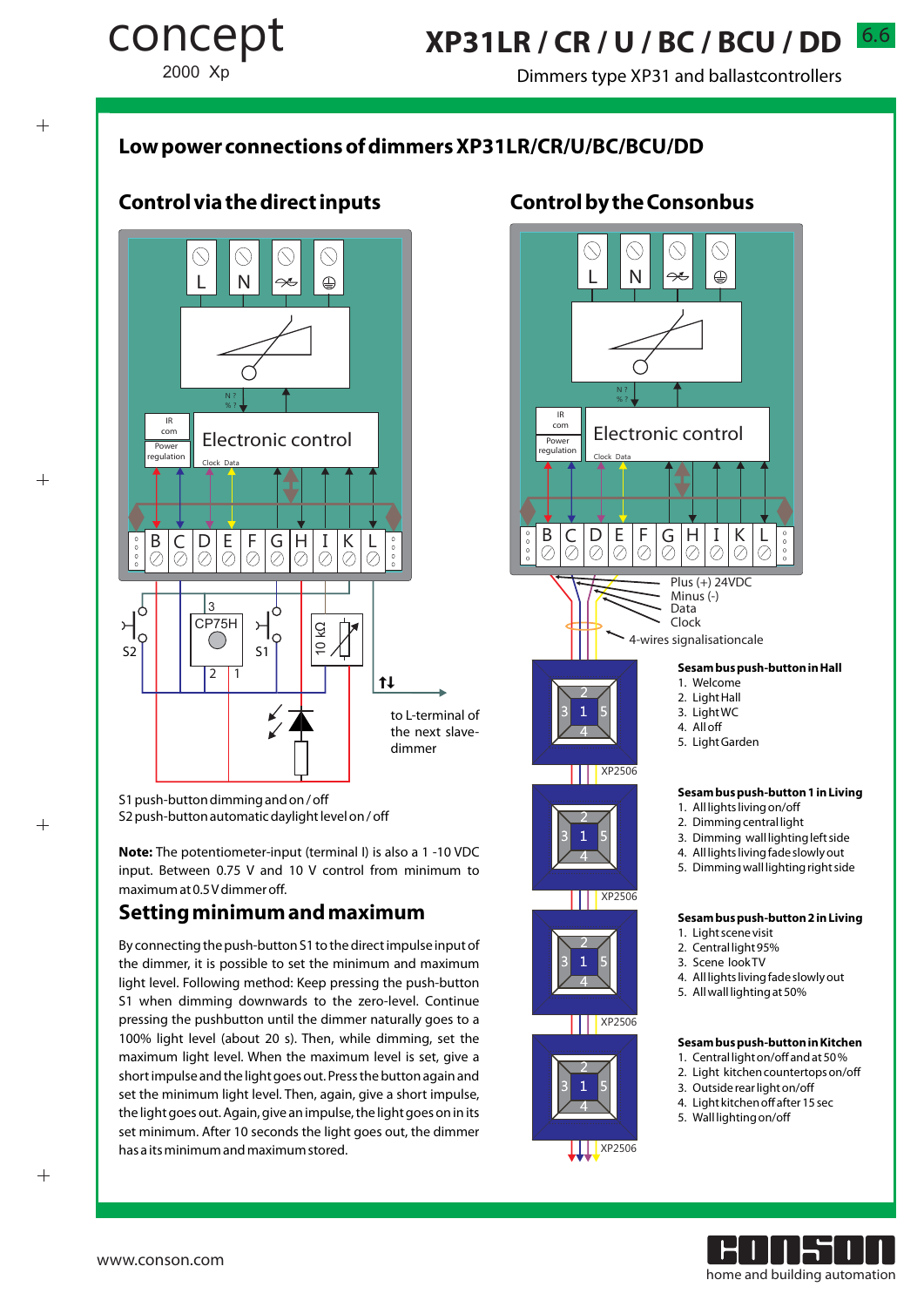# XP31LR / CR / U / BC / BCU / DD

Dimmers type XP31 and ballastcontrollers

## Low power connections of dimmers XP31LR/CR/U/BC/BCU/DD

### Control via the direct inputs

S1 push-button dimming and on / off
S2 push-button automatic daylight level on / off

**Note:** The potentiometer-input (terminal I) is also a 1 -10 VDC input. Between 0.75 V and 10 V control from minimum to maximum at 0.5 V dimmer off.

### Setting minimum and maximum

By connecting the push-button S1 to the direct impulse input of the dimmer, it is possible to set the minimum and maximum light level. Following method: Keep pressing the push-button S1 when dimming downwards to the zero-level. Continue pressing the pushbutton until the dimmer naturally goes to a 100% light level (about 20 s). Then, while dimming, set the maximum light level. When the maximum level is set, give a short impulse and the light goes out. Press the button again and set the minimum light level. Then, again, give a short impulse, the light goes out. Again, give an impulse, the light goes on in its set minimum. After 10 seconds the light goes out, the dimmer has a its minimum and maximum stored.

### Control by the Consonbus

Plus (+) 24VDC
Minus (-)
Data
Clock
4-wires signalisationcale

**Sesam bus push-button in Hall**
1. Welcome
2. Light Hall
3. Light WC
4. All off
5. Light Garden

**Sesam bus push-button 1 in Living**
1. All lights living on/off
2. Dimming central light
3. Dimming wall lighting left side
4. All lights living fade slowly out
5. Dimming wall lighting right side

**Sesam bus push-button 2 in Living**
1. Light scene visit
2. Central light 95%
3. Scene look TV
4. All lights living fade slowly out
5. All wall lighting at 50%

**Sesam bus push-button in Kitchen**
1. Central light on/off and at 50 %
2. Light kitchen countertops on/off
3. Outside rear light on/off
4. Light kitchen off after 15 sec
5. Wall lighting on/off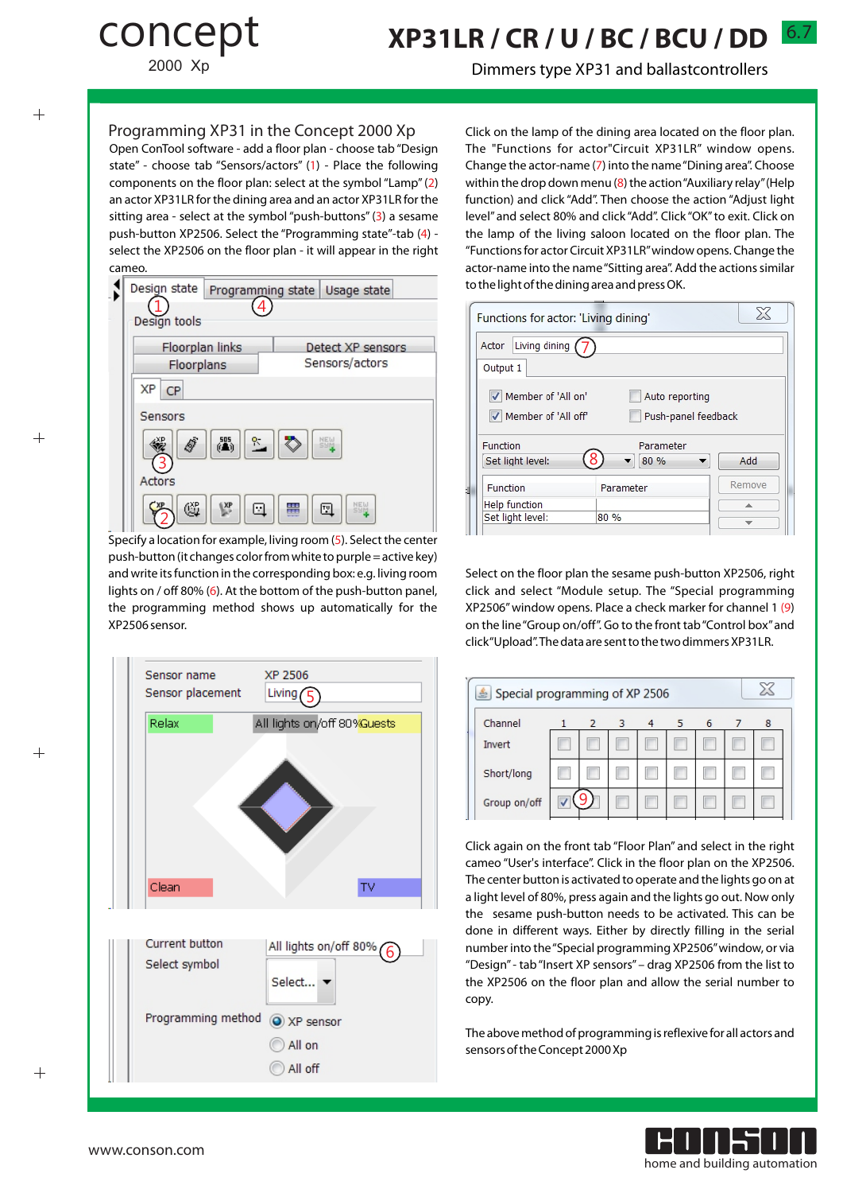# Programming XP31 in the Concept 2000 Xp

Open ConTool software - add a floor plan - choose tab "Design state" - choose tab "Sensors/actors" (1) - Place the following components on the floor plan: select at the symbol "Lamp" (2) an actor XP31LR for the dining area and an actor XP31LR for the sitting area - select at the symbol "push-buttons" (3) a sesame push-button XP2506. Select the "Programming state"-tab (4) - select the XP2506 on the floor plan - it will appear in the right cameo.

Specify a location for example, living room (5). Select the center push-button (it changes color from white to purple = active key) and write its function in the corresponding box: e.g. living room lights on / off 80% (6). At the bottom of the push-button panel, the programming method shows up automatically for the XP2506 sensor.

Click on the lamp of the dining area located on the floor plan. The "Functions for actor"Circuit XP31LR" window opens. Change the actor-name (7) into the name "Dining area". Choose within the drop down menu (8) the action "Auxiliary relay" (Help function) and click "Add". Then choose the action "Adjust light level" and select 80% and click "Add". Click "OK" to exit. Click on the lamp of the living saloon located on the floor plan. The "Functions for actor Circuit XP31LR" window opens. Change the actor-name into the name "Sitting area". Add the actions similar to the light of the dining area and press OK.

Select on the floor plan the sesame push-button XP2506, right click and select "Module setup. The "Special programming XP2506" window opens. Place a check marker for channel 1 (9) on the line "Group on/off". Go to the front tab "Control box" and click "Upload". The data are sent to the two dimmers XP31LR.

Click again on the front tab "Floor Plan" and select in the right cameo "User's interface". Click in the floor plan on the XP2506. The center button is activated to operate and the lights go on at a light level of 80%, press again and the lights go out. Now only the sesame push-button needs to be activated. This can be done in different ways. Either by directly filling in the serial number into the "Special programming XP2506" window, or via "Design" - tab "Insert XP sensors" – drag XP2506 from the list to the XP2506 on the floor plan and allow the serial number to copy.

The above method of programming is reflexive for all actors and sensors of the Concept 2000 Xp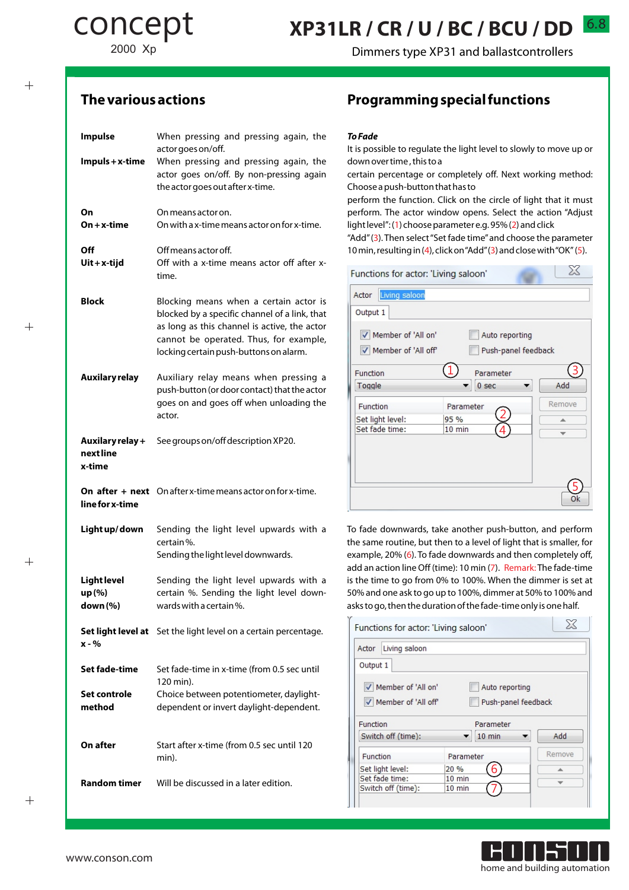concept 2000 Xp

# XP31LR / CR / U / BC / BCU / DD

Dimmers type XP31 and ballastcontrollers

## The various actions

| | |
|---|---|
| **Impulse** | When pressing and pressing again, the actor goes on/off. |
| **Impuls + x-time** | When pressing and pressing again, the actor goes on/off. By non-pressing again the actor goes out after x-time. |
| **On** | On means actor on. |
| **On + x-time** | On with a x-time means actor on for x-time. |
| **Off** | Off means actor off. |
| **Uit + x-tijd** | Off with a x-time means actor off after x-time. |
| **Block** | Blocking means when a certain actor is blocked by a specific channel of a link, that as long as this channel is active, the actor cannot be operated. Thus, for example, locking certain push-buttons on alarm. |
| **Auxilary relay** | Auxiliary relay means when pressing a push-button (or door contact) that the actor goes on and goes off when unloading the actor. |
| **Auxilary relay + next line x-time** | See groups on/off description XP20. |
| **On after + next line for x-time** | On after x-time means actor on for x-time. |
| **Light up/down** | Sending the light level upwards with a certain %. Sending the light level downwards. |
| **Light level up (%) down (%)** | Sending the light level upwards with a certain %. Sending the light level downwards with a certain %. |
| **Set light level at x - %** | Set the light level on a certain percentage. |
| **Set fade-time** | Set fade-time in x-time (from 0.5 sec until 120 min). |
| **Set controle method** | Choice between potentiometer, daylight-dependent or invert daylight-dependent. |
| **On after** | Start after x-time (from 0.5 sec until 120 min). |
| **Random timer** | Will be discussed in a later edition. |

## Programming special functions

***To Fade***

It is possible to regulate the light level to slowly to move up or down over time, this to a certain percentage or completely off. Next working method: Choose a push-button that has to perform the function. Click on the circle of light that it must perform. The actor window opens. Select the action “Adjust light level”: (1) choose parameter e.g. 95% (2) and click “Add” (3). Then select “Set fade time” and choose the parameter 10 min, resulting in (4), click on “Add” (3) and close with “OK” (5).

Functions for actor: 'Living saloon'

Actor: Living saloon

Output 1

- [x] Member of 'All on'
- [x] Member of 'All off'
- [ ] Auto reporting
- [ ] Push-panel feedback

Function (1): Toggle — Parameter: 0 sec — Add (3)

| Function | Parameter |
|---|---|
| Set light level: | 95 % (2) |
| Set fade time: | 10 min (4) |

Remove — Ok (5)

To fade downwards, take another push-button, and perform the same routine, but then to a level of light that is smaller, for example, 20% (6). To fade downwards and then completely off, add an action line Off (time): 10 min (7). Remark: The fade-time is the time to go from 0% to 100%. When the dimmer is set at 50% and one ask to go up to 100%, dimmer at 50% to 100% and asks to go, then the duration of the fade-time only is one half.

Functions for actor: 'Living saloon'

Actor: Living saloon

Output 1

- [x] Member of 'All on'
- [x] Member of 'All off'
- [ ] Auto reporting
- [ ] Push-panel feedback

Function: Switch off (time): — Parameter: 10 min — Add

| Function | Parameter |
|---|---|
| Set light level: | 20 % (6) |
| Set fade time: | 10 min |
| Switch off (time): | 10 min (7) |

Remove

www.conson.com

CONSON home and building automation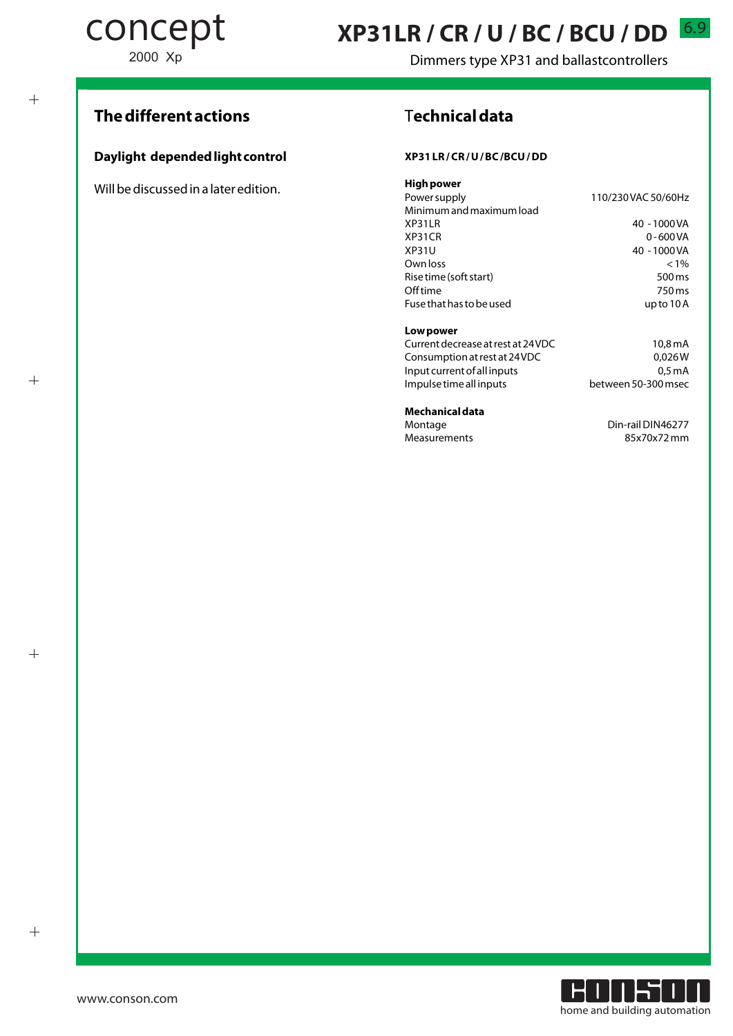## The different actions

### Daylight depended light control

Will be discussed in a later edition.

## Technical data

**XP31 LR / CR / U / BC / BCU / DD**

**High power**

| | |
|---|---|
| Power supply | 110/230 VAC 50/60Hz |
| Minimum and maximum load | |
| XP31LR | 40 - 1000 VA |
| XP31CR | 0 - 600 VA |
| XP31U | 40 - 1000 VA |
| Own loss | < 1% |
| Rise time (soft start) | 500 ms |
| Off time | 750 ms |
| Fuse that has to be used | up to 10 A |

**Low power**

| | |
|---|---|
| Current decrease at rest at 24 VDC | 10,8 mA |
| Consumption at rest at 24 VDC | 0,026 W |
| Input current of all inputs | 0,5 mA |
| Impulse time all inputs | between 50-300 msec |

**Mechanical data**

| | |
|---|---|
| Montage | Din-rail DIN46277 |
| Measurements | 85x70x72 mm |